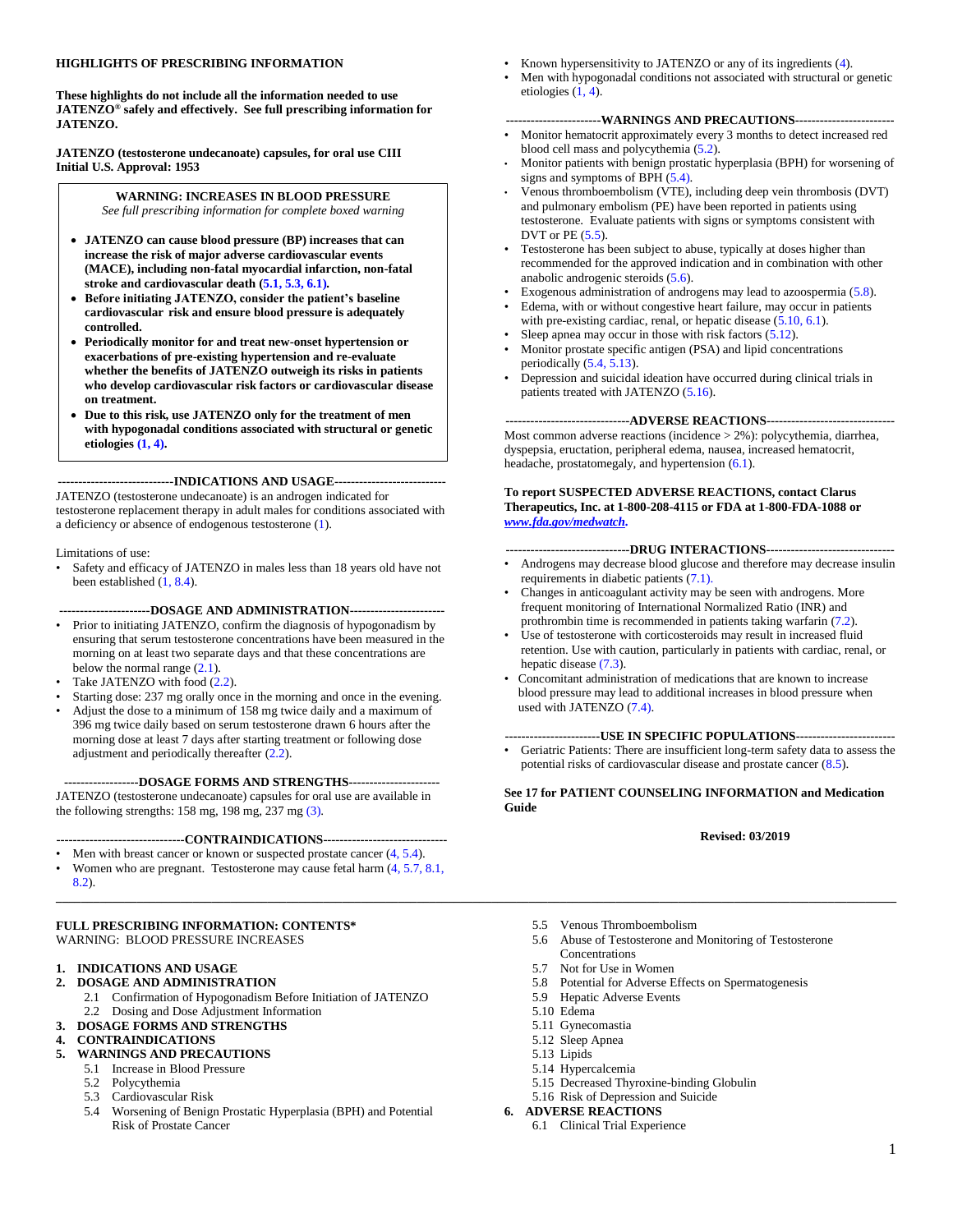**HIGHLIGHTS OF PRESCRIBING INFORMATION**

**These highlights do not include all the information needed to use JATENZO® safely and effectively. See full prescribing information for JATENZO.**

**JATENZO (testosterone undecanoate) capsules, for oral use CIII**
**Initial U.S. Approval: 1953**

**WARNING: INCREASES IN BLOOD PRESSURE**
*See full prescribing information for complete boxed warning*

- **JATENZO can cause blood pressure (BP) increases that can increase the risk of major adverse cardiovascular events (MACE), including non-fatal myocardial infarction, non-fatal stroke and cardiovascular death (5.1, 5.3, 6.1).**
- **Before initiating JATENZO, consider the patient's baseline cardiovascular risk and ensure blood pressure is adequately controlled.**
- **Periodically monitor for and treat new-onset hypertension or exacerbations of pre-existing hypertension and re-evaluate whether the benefits of JATENZO outweigh its risks in patients who develop cardiovascular risk factors or cardiovascular disease on treatment.**
- **Due to this risk, use JATENZO only for the treatment of men with hypogonadal conditions associated with structural or genetic etiologies (1, 4).**

**----------------------------INDICATIONS AND USAGE---------------------------**

JATENZO (testosterone undecanoate) is an androgen indicated for testosterone replacement therapy in adult males for conditions associated with a deficiency or absence of endogenous testosterone (1).

Limitations of use:

- Safety and efficacy of JATENZO in males less than 18 years old have not been established (1, 8.4).

**----------------------DOSAGE AND ADMINISTRATION-----------------------**

- Prior to initiating JATENZO, confirm the diagnosis of hypogonadism by ensuring that serum testosterone concentrations have been measured in the morning on at least two separate days and that these concentrations are below the normal range (2.1).
- Take JATENZO with food (2.2).
- Starting dose: 237 mg orally once in the morning and once in the evening.
- Adjust the dose to a minimum of 158 mg twice daily and a maximum of 396 mg twice daily based on serum testosterone drawn 6 hours after the morning dose at least 7 days after starting treatment or following dose adjustment and periodically thereafter (2.2).

**------------------DOSAGE FORMS AND STRENGTHS----------------------**

JATENZO (testosterone undecanoate) capsules for oral use are available in the following strengths: 158 mg, 198 mg, 237 mg (3).

**-------------------------------CONTRAINDICATIONS------------------------------**

- Men with breast cancer or known or suspected prostate cancer (4, 5.4).
- Women who are pregnant. Testosterone may cause fetal harm (4, 5.7, 8.1, 8.2).
- Known hypersensitivity to JATENZO or any of its ingredients (4).
- Men with hypogonadal conditions not associated with structural or genetic etiologies (1, 4).

**-----------------------WARNINGS AND PRECAUTIONS------------------------**

- Monitor hematocrit approximately every 3 months to detect increased red blood cell mass and polycythemia (5.2).
- Monitor patients with benign prostatic hyperplasia (BPH) for worsening of signs and symptoms of BPH (5.4).
- Venous thromboembolism (VTE), including deep vein thrombosis (DVT) and pulmonary embolism (PE) have been reported in patients using testosterone. Evaluate patients with signs or symptoms consistent with DVT or PE (5.5).
- Testosterone has been subject to abuse, typically at doses higher than recommended for the approved indication and in combination with other anabolic androgenic steroids (5.6).
- Exogenous administration of androgens may lead to azoospermia (5.8).
- Edema, with or without congestive heart failure, may occur in patients with pre-existing cardiac, renal, or hepatic disease (5.10, 6.1).
- Sleep apnea may occur in those with risk factors (5.12).
- Monitor prostate specific antigen (PSA) and lipid concentrations periodically (5.4, 5.13).
- Depression and suicidal ideation have occurred during clinical trials in patients treated with JATENZO (5.16).

**------------------------------ADVERSE REACTIONS-------------------------------**

Most common adverse reactions (incidence > 2%): polycythemia, diarrhea, dyspepsia, eructation, peripheral edema, nausea, increased hematocrit, headache, prostatomegaly, and hypertension (6.1).

**To report SUSPECTED ADVERSE REACTIONS, contact Clarus Therapeutics, Inc. at 1-800-208-4115 or FDA at 1-800-FDA-1088 or *www.fda.gov/medwatch*.**

**------------------------------DRUG INTERACTIONS-------------------------------**

- Androgens may decrease blood glucose and therefore may decrease insulin requirements in diabetic patients (7.1).
- Changes in anticoagulant activity may be seen with androgens. More frequent monitoring of International Normalized Ratio (INR) and prothrombin time is recommended in patients taking warfarin (7.2).
- Use of testosterone with corticosteroids may result in increased fluid retention. Use with caution, particularly in patients with cardiac, renal, or hepatic disease (7.3).
- Concomitant administration of medications that are known to increase blood pressure may lead to additional increases in blood pressure when used with JATENZO (7.4).

**-----------------------USE IN SPECIFIC POPULATIONS------------------------**

- Geriatric Patients: There are insufficient long-term safety data to assess the potential risks of cardiovascular disease and prostate cancer (8.5).

**See 17 for PATIENT COUNSELING INFORMATION and Medication Guide**

**Revised: 03/2019**

---

**FULL PRESCRIBING INFORMATION: CONTENTS***
WARNING: BLOOD PRESSURE INCREASES

1. **INDICATIONS AND USAGE**
2. **DOSAGE AND ADMINISTRATION**
   - 2.1 Confirmation of Hypogonadism Before Initiation of JATENZO
   - 2.2 Dosing and Dose Adjustment Information
3. **DOSAGE FORMS AND STRENGTHS**
4. **CONTRAINDICATIONS**
5. **WARNINGS AND PRECAUTIONS**
   - 5.1 Increase in Blood Pressure
   - 5.2 Polycythemia
   - 5.3 Cardiovascular Risk
   - 5.4 Worsening of Benign Prostatic Hyperplasia (BPH) and Potential Risk of Prostate Cancer
   - 5.5 Venous Thromboembolism
   - 5.6 Abuse of Testosterone and Monitoring of Testosterone Concentrations
   - 5.7 Not for Use in Women
   - 5.8 Potential for Adverse Effects on Spermatogenesis
   - 5.9 Hepatic Adverse Events
   - 5.10 Edema
   - 5.11 Gynecomastia
   - 5.12 Sleep Apnea
   - 5.13 Lipids
   - 5.14 Hypercalcemia
   - 5.15 Decreased Thyroxine-binding Globulin
   - 5.16 Risk of Depression and Suicide
6. **ADVERSE REACTIONS**
   - 6.1 Clinical Trial Experience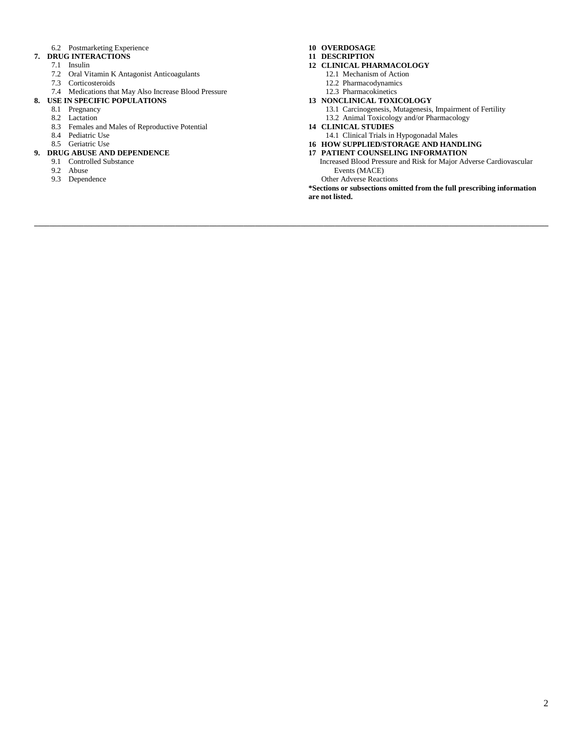6.2 Postmarketing Experience

**7. DRUG INTERACTIONS**

7.1 Insulin

7.2 Oral Vitamin K Antagonist Anticoagulants

7.3 Corticosteroids

7.4 Medications that May Also Increase Blood Pressure

**8. USE IN SPECIFIC POPULATIONS**

8.1 Pregnancy

8.2 Lactation

8.3 Females and Males of Reproductive Potential

8.4 Pediatric Use

8.5 Geriatric Use

**9. DRUG ABUSE AND DEPENDENCE**

9.1 Controlled Substance

9.2 Abuse

9.3 Dependence

**10 OVERDOSAGE**

**11 DESCRIPTION**

**12 CLINICAL PHARMACOLOGY**

12.1 Mechanism of Action

12.2 Pharmacodynamics

12.3 Pharmacokinetics

**13 NONCLINICAL TOXICOLOGY**

13.1 Carcinogenesis, Mutagenesis, Impairment of Fertility

13.2 Animal Toxicology and/or Pharmacology

**14 CLINICAL STUDIES**

14.1 Clinical Trials in Hypogonadal Males

**16 HOW SUPPLIED/STORAGE AND HANDLING**

**17 PATIENT COUNSELING INFORMATION**

Increased Blood Pressure and Risk for Major Adverse Cardiovascular Events (MACE)

Other Adverse Reactions

**\*Sections or subsections omitted from the full prescribing information are not listed.**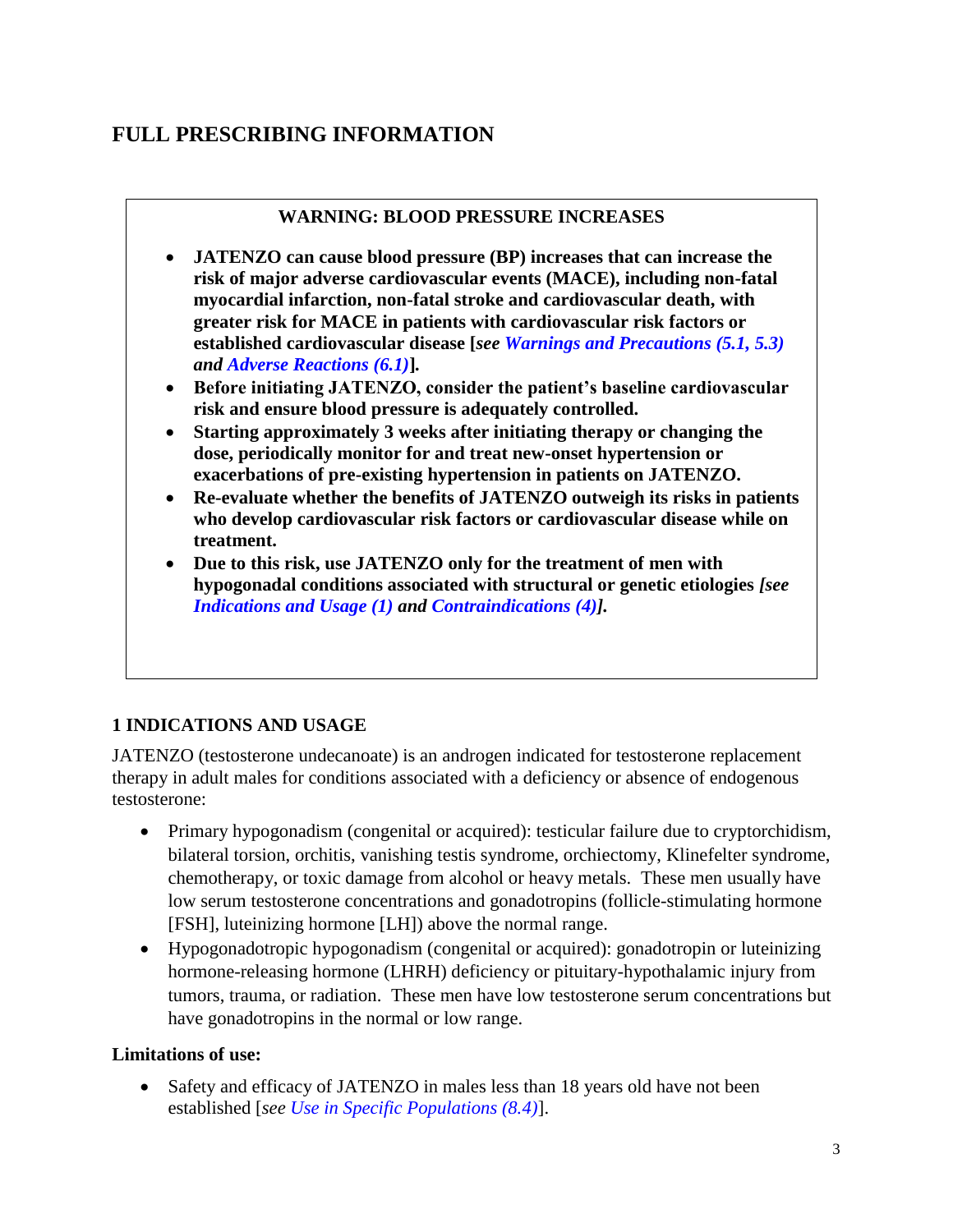# FULL PRESCRIBING INFORMATION

> **WARNING: BLOOD PRESSURE INCREASES**
>
> - **JATENZO can cause blood pressure (BP) increases that can increase the risk of major adverse cardiovascular events (MACE), including non-fatal myocardial infarction, non-fatal stroke and cardiovascular death, with greater risk for MACE in patients with cardiovascular risk factors or established cardiovascular disease [*see Warnings and Precautions (5.1, 5.3) and Adverse Reactions (6.1)*].**
> - **Before initiating JATENZO, consider the patient's baseline cardiovascular risk and ensure blood pressure is adequately controlled.**
> - **Starting approximately 3 weeks after initiating therapy or changing the dose, periodically monitor for and treat new-onset hypertension or exacerbations of pre-existing hypertension in patients on JATENZO.**
> - **Re-evaluate whether the benefits of JATENZO outweigh its risks in patients who develop cardiovascular risk factors or cardiovascular disease while on treatment.**
> - **Due to this risk, use JATENZO only for the treatment of men with hypogonadal conditions associated with structural or genetic etiologies *[see Indications and Usage (1) and Contraindications (4)].***

## 1 INDICATIONS AND USAGE

JATENZO (testosterone undecanoate) is an androgen indicated for testosterone replacement therapy in adult males for conditions associated with a deficiency or absence of endogenous testosterone:

- Primary hypogonadism (congenital or acquired): testicular failure due to cryptorchidism, bilateral torsion, orchitis, vanishing testis syndrome, orchiectomy, Klinefelter syndrome, chemotherapy, or toxic damage from alcohol or heavy metals. These men usually have low serum testosterone concentrations and gonadotropins (follicle-stimulating hormone [FSH], luteinizing hormone [LH]) above the normal range.
- Hypogonadotropic hypogonadism (congenital or acquired): gonadotropin or luteinizing hormone-releasing hormone (LHRH) deficiency or pituitary-hypothalamic injury from tumors, trauma, or radiation. These men have low testosterone serum concentrations but have gonadotropins in the normal or low range.

**Limitations of use:**

- Safety and efficacy of JATENZO in males less than 18 years old have not been established [*see Use in Specific Populations (8.4)*].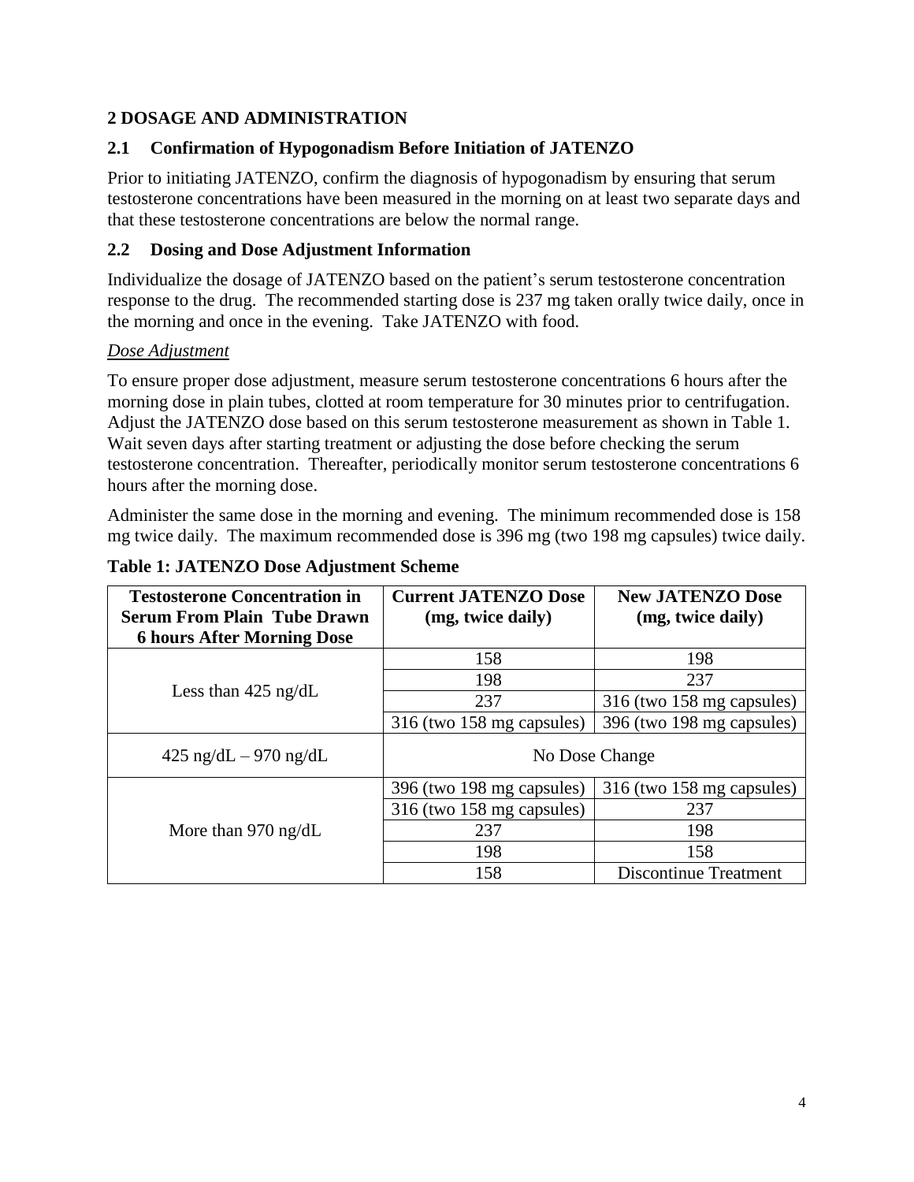## 2 DOSAGE AND ADMINISTRATION

### 2.1 Confirmation of Hypogonadism Before Initiation of JATENZO

Prior to initiating JATENZO, confirm the diagnosis of hypogonadism by ensuring that serum testosterone concentrations have been measured in the morning on at least two separate days and that these testosterone concentrations are below the normal range.

### 2.2 Dosing and Dose Adjustment Information

Individualize the dosage of JATENZO based on the patient's serum testosterone concentration response to the drug. The recommended starting dose is 237 mg taken orally twice daily, once in the morning and once in the evening. Take JATENZO with food.

*Dose Adjustment*

To ensure proper dose adjustment, measure serum testosterone concentrations 6 hours after the morning dose in plain tubes, clotted at room temperature for 30 minutes prior to centrifugation. Adjust the JATENZO dose based on this serum testosterone measurement as shown in Table 1. Wait seven days after starting treatment or adjusting the dose before checking the serum testosterone concentration. Thereafter, periodically monitor serum testosterone concentrations 6 hours after the morning dose.

Administer the same dose in the morning and evening. The minimum recommended dose is 158 mg twice daily. The maximum recommended dose is 396 mg (two 198 mg capsules) twice daily.

**Table 1: JATENZO Dose Adjustment Scheme**

| Testosterone Concentration in Serum From Plain Tube Drawn 6 hours After Morning Dose | Current JATENZO Dose (mg, twice daily) | New JATENZO Dose (mg, twice daily) |
|---|---|---|
| Less than 425 ng/dL | 158 | 198 |
| | 198 | 237 |
| | 237 | 316 (two 158 mg capsules) |
| | 316 (two 158 mg capsules) | 396 (two 198 mg capsules) |
| 425 ng/dL – 970 ng/dL | No Dose Change | |
| More than 970 ng/dL | 396 (two 198 mg capsules) | 316 (two 158 mg capsules) |
| | 316 (two 158 mg capsules) | 237 |
| | 237 | 198 |
| | 198 | 158 |
| | 158 | Discontinue Treatment |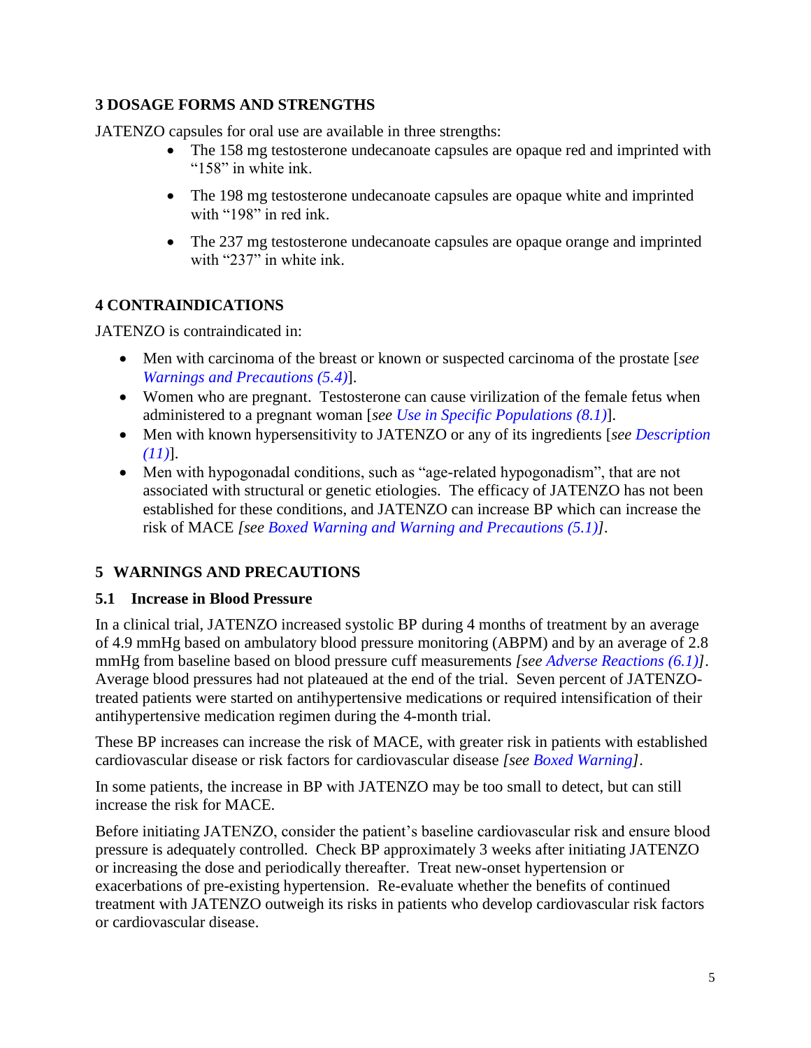## 3 DOSAGE FORMS AND STRENGTHS

JATENZO capsules for oral use are available in three strengths:

- The 158 mg testosterone undecanoate capsules are opaque red and imprinted with "158" in white ink.
- The 198 mg testosterone undecanoate capsules are opaque white and imprinted with "198" in red ink.
- The 237 mg testosterone undecanoate capsules are opaque orange and imprinted with "237" in white ink.

## 4 CONTRAINDICATIONS

JATENZO is contraindicated in:

- Men with carcinoma of the breast or known or suspected carcinoma of the prostate [*see Warnings and Precautions (5.4)*].
- Women who are pregnant. Testosterone can cause virilization of the female fetus when administered to a pregnant woman [*see Use in Specific Populations (8.1)*].
- Men with known hypersensitivity to JATENZO or any of its ingredients [*see Description (11)*].
- Men with hypogonadal conditions, such as "age-related hypogonadism", that are not associated with structural or genetic etiologies. The efficacy of JATENZO has not been established for these conditions, and JATENZO can increase BP which can increase the risk of MACE *[see Boxed Warning and Warning and Precautions (5.1)]*.

## 5 WARNINGS AND PRECAUTIONS

### 5.1 Increase in Blood Pressure

In a clinical trial, JATENZO increased systolic BP during 4 months of treatment by an average of 4.9 mmHg based on ambulatory blood pressure monitoring (ABPM) and by an average of 2.8 mmHg from baseline based on blood pressure cuff measurements *[see Adverse Reactions (6.1)]*. Average blood pressures had not plateaued at the end of the trial. Seven percent of JATENZO-treated patients were started on antihypertensive medications or required intensification of their antihypertensive medication regimen during the 4-month trial.

These BP increases can increase the risk of MACE, with greater risk in patients with established cardiovascular disease or risk factors for cardiovascular disease *[see Boxed Warning]*.

In some patients, the increase in BP with JATENZO may be too small to detect, but can still increase the risk for MACE.

Before initiating JATENZO, consider the patient's baseline cardiovascular risk and ensure blood pressure is adequately controlled. Check BP approximately 3 weeks after initiating JATENZO or increasing the dose and periodically thereafter. Treat new-onset hypertension or exacerbations of pre-existing hypertension. Re-evaluate whether the benefits of continued treatment with JATENZO outweigh its risks in patients who develop cardiovascular risk factors or cardiovascular disease.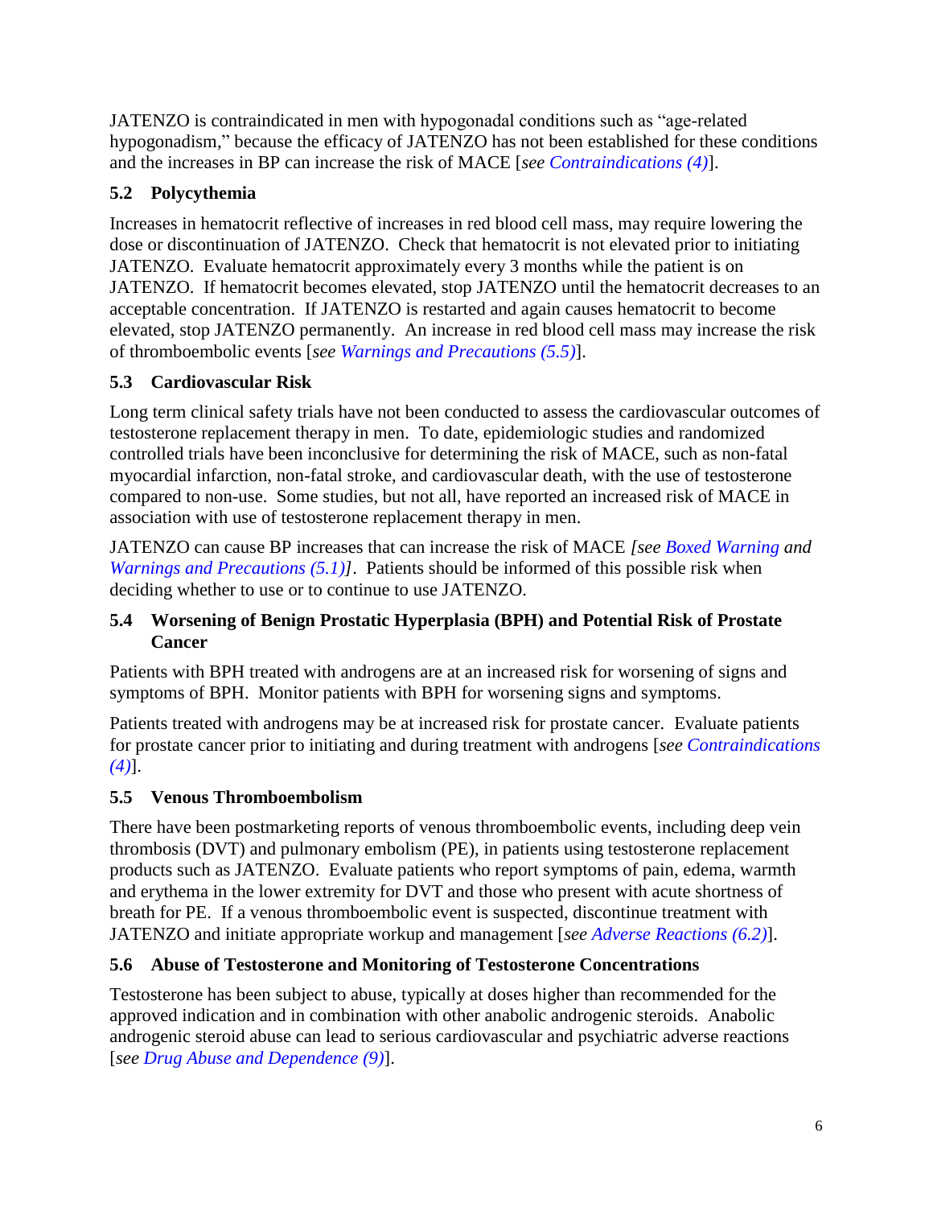JATENZO is contraindicated in men with hypogonadal conditions such as "age-related hypogonadism," because the efficacy of JATENZO has not been established for these conditions and the increases in BP can increase the risk of MACE [*see Contraindications (4)*].

### 5.2 Polycythemia

Increases in hematocrit reflective of increases in red blood cell mass, may require lowering the dose or discontinuation of JATENZO. Check that hematocrit is not elevated prior to initiating JATENZO. Evaluate hematocrit approximately every 3 months while the patient is on JATENZO. If hematocrit becomes elevated, stop JATENZO until the hematocrit decreases to an acceptable concentration. If JATENZO is restarted and again causes hematocrit to become elevated, stop JATENZO permanently. An increase in red blood cell mass may increase the risk of thromboembolic events [*see Warnings and Precautions (5.5)*].

### 5.3 Cardiovascular Risk

Long term clinical safety trials have not been conducted to assess the cardiovascular outcomes of testosterone replacement therapy in men. To date, epidemiologic studies and randomized controlled trials have been inconclusive for determining the risk of MACE, such as non-fatal myocardial infarction, non-fatal stroke, and cardiovascular death, with the use of testosterone compared to non-use. Some studies, but not all, have reported an increased risk of MACE in association with use of testosterone replacement therapy in men.

JATENZO can cause BP increases that can increase the risk of MACE *[see Boxed Warning and Warnings and Precautions (5.1)]*. Patients should be informed of this possible risk when deciding whether to use or to continue to use JATENZO.

### 5.4 Worsening of Benign Prostatic Hyperplasia (BPH) and Potential Risk of Prostate Cancer

Patients with BPH treated with androgens are at an increased risk for worsening of signs and symptoms of BPH. Monitor patients with BPH for worsening signs and symptoms.

Patients treated with androgens may be at increased risk for prostate cancer. Evaluate patients for prostate cancer prior to initiating and during treatment with androgens [*see Contraindications (4)*].

### 5.5 Venous Thromboembolism

There have been postmarketing reports of venous thromboembolic events, including deep vein thrombosis (DVT) and pulmonary embolism (PE), in patients using testosterone replacement products such as JATENZO. Evaluate patients who report symptoms of pain, edema, warmth and erythema in the lower extremity for DVT and those who present with acute shortness of breath for PE. If a venous thromboembolic event is suspected, discontinue treatment with JATENZO and initiate appropriate workup and management [*see Adverse Reactions (6.2)*].

### 5.6 Abuse of Testosterone and Monitoring of Testosterone Concentrations

Testosterone has been subject to abuse, typically at doses higher than recommended for the approved indication and in combination with other anabolic androgenic steroids. Anabolic androgenic steroid abuse can lead to serious cardiovascular and psychiatric adverse reactions [*see Drug Abuse and Dependence (9)*].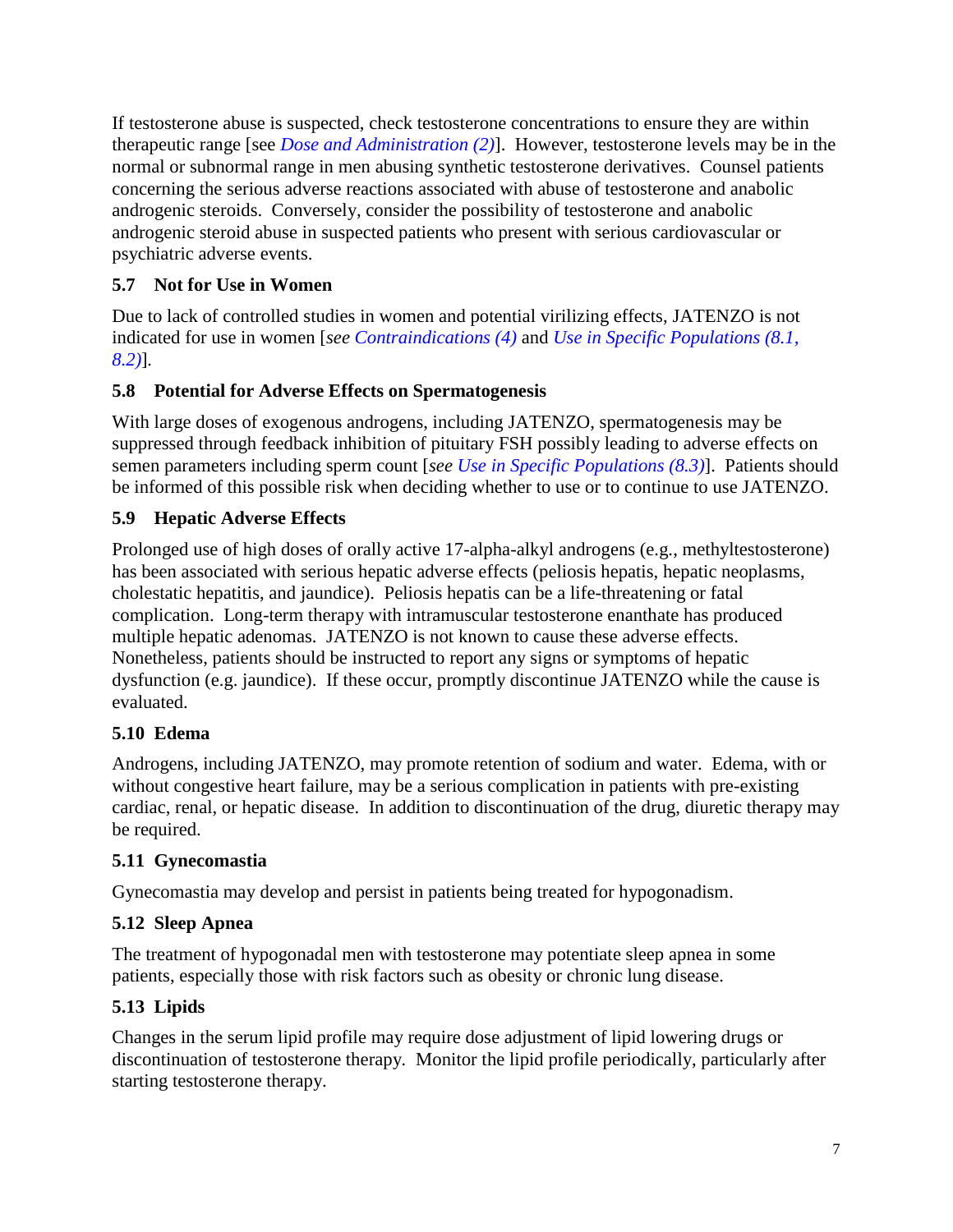If testosterone abuse is suspected, check testosterone concentrations to ensure they are within therapeutic range [see *Dose and Administration (2)*]. However, testosterone levels may be in the normal or subnormal range in men abusing synthetic testosterone derivatives. Counsel patients concerning the serious adverse reactions associated with abuse of testosterone and anabolic androgenic steroids. Conversely, consider the possibility of testosterone and anabolic androgenic steroid abuse in suspected patients who present with serious cardiovascular or psychiatric adverse events.

### 5.7 Not for Use in Women

Due to lack of controlled studies in women and potential virilizing effects, JATENZO is not indicated for use in women [*see* Contraindications (4) and *Use in Specific Populations (8.1, 8.2)*].

### 5.8 Potential for Adverse Effects on Spermatogenesis

With large doses of exogenous androgens, including JATENZO, spermatogenesis may be suppressed through feedback inhibition of pituitary FSH possibly leading to adverse effects on semen parameters including sperm count [*see Use in Specific Populations (8.3)*]. Patients should be informed of this possible risk when deciding whether to use or to continue to use JATENZO.

### 5.9 Hepatic Adverse Effects

Prolonged use of high doses of orally active 17-alpha-alkyl androgens (e.g., methyltestosterone) has been associated with serious hepatic adverse effects (peliosis hepatis, hepatic neoplasms, cholestatic hepatitis, and jaundice). Peliosis hepatis can be a life-threatening or fatal complication. Long-term therapy with intramuscular testosterone enanthate has produced multiple hepatic adenomas. JATENZO is not known to cause these adverse effects. Nonetheless, patients should be instructed to report any signs or symptoms of hepatic dysfunction (e.g. jaundice). If these occur, promptly discontinue JATENZO while the cause is evaluated.

### 5.10 Edema

Androgens, including JATENZO, may promote retention of sodium and water. Edema, with or without congestive heart failure, may be a serious complication in patients with pre-existing cardiac, renal, or hepatic disease. In addition to discontinuation of the drug, diuretic therapy may be required.

### 5.11 Gynecomastia

Gynecomastia may develop and persist in patients being treated for hypogonadism.

### 5.12 Sleep Apnea

The treatment of hypogonadal men with testosterone may potentiate sleep apnea in some patients, especially those with risk factors such as obesity or chronic lung disease.

### 5.13 Lipids

Changes in the serum lipid profile may require dose adjustment of lipid lowering drugs or discontinuation of testosterone therapy. Monitor the lipid profile periodically, particularly after starting testosterone therapy.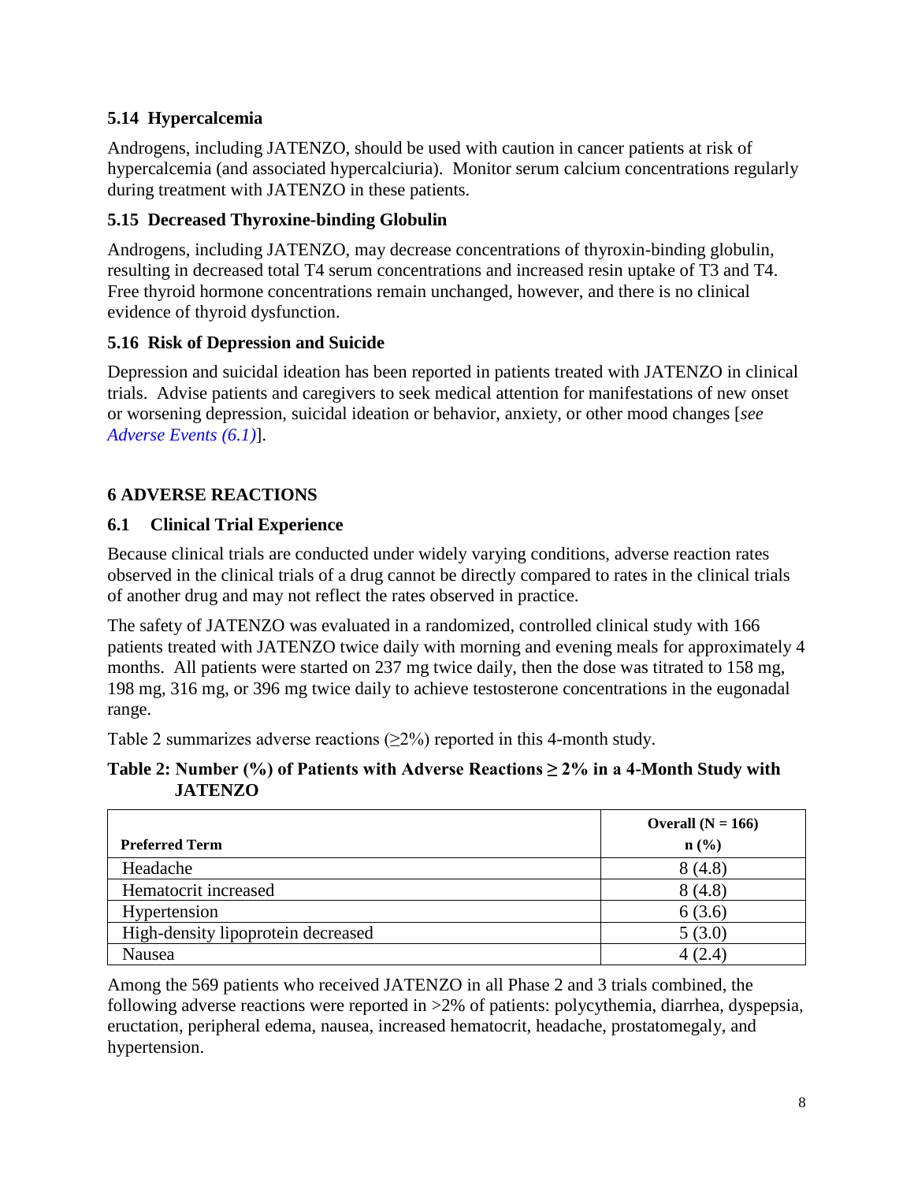### 5.14 Hypercalcemia

Androgens, including JATENZO, should be used with caution in cancer patients at risk of hypercalcemia (and associated hypercalciuria). Monitor serum calcium concentrations regularly during treatment with JATENZO in these patients.

### 5.15 Decreased Thyroxine-binding Globulin

Androgens, including JATENZO, may decrease concentrations of thyroxin-binding globulin, resulting in decreased total T4 serum concentrations and increased resin uptake of T3 and T4. Free thyroid hormone concentrations remain unchanged, however, and there is no clinical evidence of thyroid dysfunction.

### 5.16 Risk of Depression and Suicide

Depression and suicidal ideation has been reported in patients treated with JATENZO in clinical trials. Advise patients and caregivers to seek medical attention for manifestations of new onset or worsening depression, suicidal ideation or behavior, anxiety, or other mood changes [*see Adverse Events (6.1)*].

## 6 ADVERSE REACTIONS

### 6.1 Clinical Trial Experience

Because clinical trials are conducted under widely varying conditions, adverse reaction rates observed in the clinical trials of a drug cannot be directly compared to rates in the clinical trials of another drug and may not reflect the rates observed in practice.

The safety of JATENZO was evaluated in a randomized, controlled clinical study with 166 patients treated with JATENZO twice daily with morning and evening meals for approximately 4 months. All patients were started on 237 mg twice daily, then the dose was titrated to 158 mg, 198 mg, 316 mg, or 396 mg twice daily to achieve testosterone concentrations in the eugonadal range.

Table 2 summarizes adverse reactions (≥2%) reported in this 4-month study.

**Table 2: Number (%) of Patients with Adverse Reactions ≥ 2% in a 4-Month Study with JATENZO**

| Preferred Term | Overall (N = 166) n (%) |
|---|---|
| Headache | 8 (4.8) |
| Hematocrit increased | 8 (4.8) |
| Hypertension | 6 (3.6) |
| High-density lipoprotein decreased | 5 (3.0) |
| Nausea | 4 (2.4) |

Among the 569 patients who received JATENZO in all Phase 2 and 3 trials combined, the following adverse reactions were reported in >2% of patients: polycythemia, diarrhea, dyspepsia, eructation, peripheral edema, nausea, increased hematocrit, headache, prostatomegaly, and hypertension.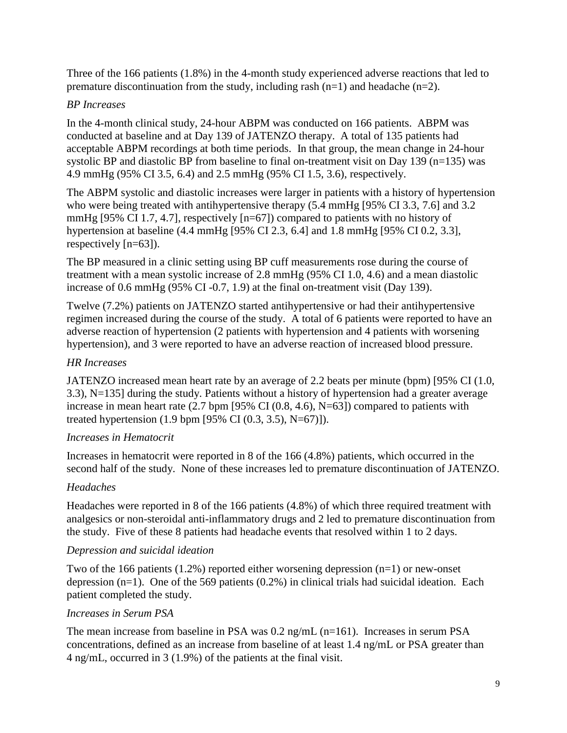Three of the 166 patients (1.8%) in the 4-month study experienced adverse reactions that led to premature discontinuation from the study, including rash (n=1) and headache (n=2).

*BP Increases*

In the 4-month clinical study, 24-hour ABPM was conducted on 166 patients. ABPM was conducted at baseline and at Day 139 of JATENZO therapy. A total of 135 patients had acceptable ABPM recordings at both time periods. In that group, the mean change in 24-hour systolic BP and diastolic BP from baseline to final on-treatment visit on Day 139 (n=135) was 4.9 mmHg (95% CI 3.5, 6.4) and 2.5 mmHg (95% CI 1.5, 3.6), respectively.

The ABPM systolic and diastolic increases were larger in patients with a history of hypertension who were being treated with antihypertensive therapy (5.4 mmHg [95% CI 3.3, 7.6] and 3.2 mmHg [95% CI 1.7, 4.7], respectively [n=67]) compared to patients with no history of hypertension at baseline (4.4 mmHg [95% CI 2.3, 6.4] and 1.8 mmHg [95% CI 0.2, 3.3], respectively [n=63]).

The BP measured in a clinic setting using BP cuff measurements rose during the course of treatment with a mean systolic increase of 2.8 mmHg (95% CI 1.0, 4.6) and a mean diastolic increase of 0.6 mmHg (95% CI -0.7, 1.9) at the final on-treatment visit (Day 139).

Twelve (7.2%) patients on JATENZO started antihypertensive or had their antihypertensive regimen increased during the course of the study. A total of 6 patients were reported to have an adverse reaction of hypertension (2 patients with hypertension and 4 patients with worsening hypertension), and 3 were reported to have an adverse reaction of increased blood pressure.

*HR Increases*

JATENZO increased mean heart rate by an average of 2.2 beats per minute (bpm) [95% CI (1.0, 3.3), N=135] during the study. Patients without a history of hypertension had a greater average increase in mean heart rate (2.7 bpm [95% CI (0.8, 4.6), N=63]) compared to patients with treated hypertension (1.9 bpm [95% CI (0.3, 3.5), N=67)]).

*Increases in Hematocrit*

Increases in hematocrit were reported in 8 of the 166 (4.8%) patients, which occurred in the second half of the study. None of these increases led to premature discontinuation of JATENZO.

*Headaches*

Headaches were reported in 8 of the 166 patients (4.8%) of which three required treatment with analgesics or non-steroidal anti-inflammatory drugs and 2 led to premature discontinuation from the study. Five of these 8 patients had headache events that resolved within 1 to 2 days.

*Depression and suicidal ideation*

Two of the 166 patients (1.2%) reported either worsening depression (n=1) or new-onset depression (n=1). One of the 569 patients (0.2%) in clinical trials had suicidal ideation. Each patient completed the study.

*Increases in Serum PSA*

The mean increase from baseline in PSA was 0.2 ng/mL (n=161). Increases in serum PSA concentrations, defined as an increase from baseline of at least 1.4 ng/mL or PSA greater than 4 ng/mL, occurred in 3 (1.9%) of the patients at the final visit.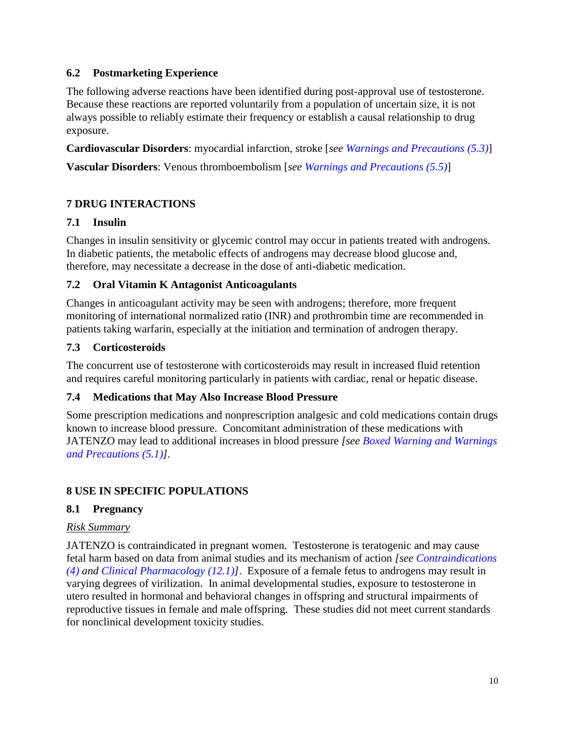### 6.2 Postmarketing Experience

The following adverse reactions have been identified during post-approval use of testosterone. Because these reactions are reported voluntarily from a population of uncertain size, it is not always possible to reliably estimate their frequency or establish a causal relationship to drug exposure.

**Cardiovascular Disorders**: myocardial infarction, stroke [*see Warnings and Precautions (5.3)*]

**Vascular Disorders**: Venous thromboembolism [*see Warnings and Precautions (5.5)*]

## 7 DRUG INTERACTIONS

### 7.1 Insulin

Changes in insulin sensitivity or glycemic control may occur in patients treated with androgens. In diabetic patients, the metabolic effects of androgens may decrease blood glucose and, therefore, may necessitate a decrease in the dose of anti-diabetic medication.

### 7.2 Oral Vitamin K Antagonist Anticoagulants

Changes in anticoagulant activity may be seen with androgens; therefore, more frequent monitoring of international normalized ratio (INR) and prothrombin time are recommended in patients taking warfarin, especially at the initiation and termination of androgen therapy.

### 7.3 Corticosteroids

The concurrent use of testosterone with corticosteroids may result in increased fluid retention and requires careful monitoring particularly in patients with cardiac, renal or hepatic disease.

### 7.4 Medications that May Also Increase Blood Pressure

Some prescription medications and nonprescription analgesic and cold medications contain drugs known to increase blood pressure. Concomitant administration of these medications with JATENZO may lead to additional increases in blood pressure *[see Boxed Warning and Warnings and Precautions (5.1)]*.

## 8 USE IN SPECIFIC POPULATIONS

### 8.1 Pregnancy

Risk Summary

JATENZO is contraindicated in pregnant women. Testosterone is teratogenic and may cause fetal harm based on data from animal studies and its mechanism of action *[see Contraindications (4) and Clinical Pharmacology (12.1)]*. Exposure of a female fetus to androgens may result in varying degrees of virilization. In animal developmental studies, exposure to testosterone in utero resulted in hormonal and behavioral changes in offspring and structural impairments of reproductive tissues in female and male offspring. These studies did not meet current standards for nonclinical development toxicity studies.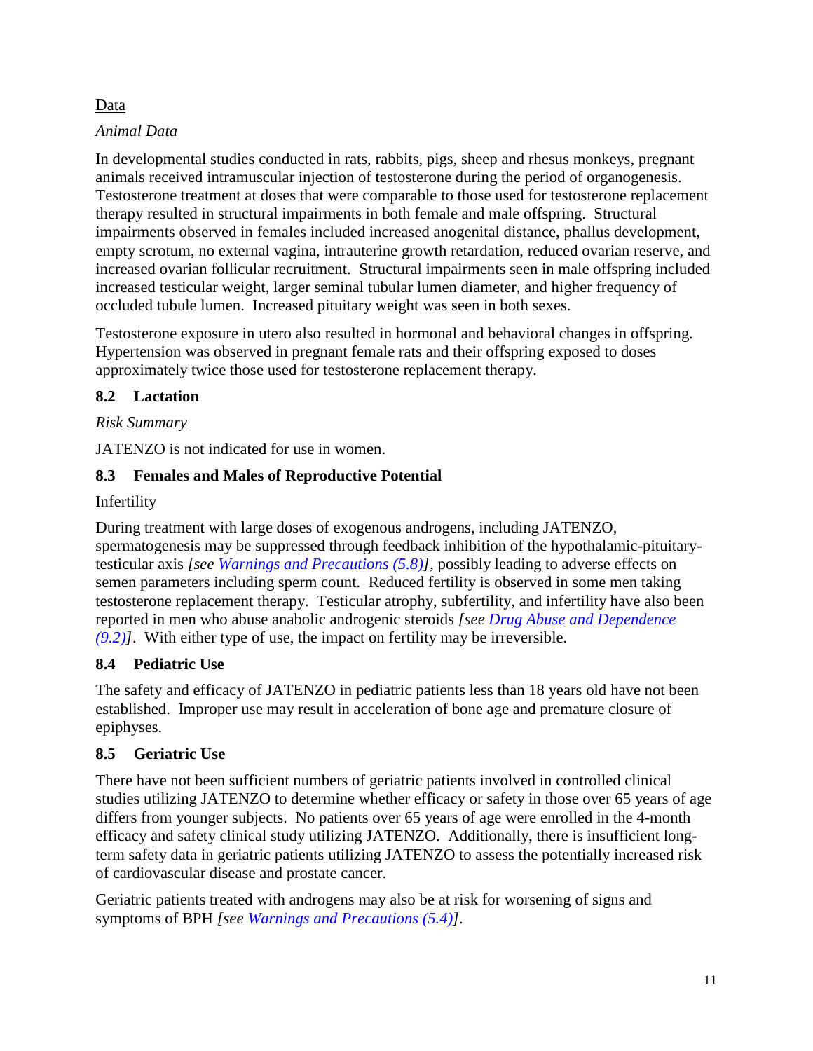Data

*Animal Data*

In developmental studies conducted in rats, rabbits, pigs, sheep and rhesus monkeys, pregnant animals received intramuscular injection of testosterone during the period of organogenesis. Testosterone treatment at doses that were comparable to those used for testosterone replacement therapy resulted in structural impairments in both female and male offspring. Structural impairments observed in females included increased anogenital distance, phallus development, empty scrotum, no external vagina, intrauterine growth retardation, reduced ovarian reserve, and increased ovarian follicular recruitment. Structural impairments seen in male offspring included increased testicular weight, larger seminal tubular lumen diameter, and higher frequency of occluded tubule lumen. Increased pituitary weight was seen in both sexes.

Testosterone exposure in utero also resulted in hormonal and behavioral changes in offspring. Hypertension was observed in pregnant female rats and their offspring exposed to doses approximately twice those used for testosterone replacement therapy.

### 8.2 Lactation

*Risk Summary*

JATENZO is not indicated for use in women.

### 8.3 Females and Males of Reproductive Potential

Infertility

During treatment with large doses of exogenous androgens, including JATENZO, spermatogenesis may be suppressed through feedback inhibition of the hypothalamic-pituitary-testicular axis *[see Warnings and Precautions (5.8)]*, possibly leading to adverse effects on semen parameters including sperm count. Reduced fertility is observed in some men taking testosterone replacement therapy. Testicular atrophy, subfertility, and infertility have also been reported in men who abuse anabolic androgenic steroids *[see Drug Abuse and Dependence (9.2)]*. With either type of use, the impact on fertility may be irreversible.

### 8.4 Pediatric Use

The safety and efficacy of JATENZO in pediatric patients less than 18 years old have not been established. Improper use may result in acceleration of bone age and premature closure of epiphyses.

### 8.5 Geriatric Use

There have not been sufficient numbers of geriatric patients involved in controlled clinical studies utilizing JATENZO to determine whether efficacy or safety in those over 65 years of age differs from younger subjects. No patients over 65 years of age were enrolled in the 4-month efficacy and safety clinical study utilizing JATENZO. Additionally, there is insufficient long-term safety data in geriatric patients utilizing JATENZO to assess the potentially increased risk of cardiovascular disease and prostate cancer.

Geriatric patients treated with androgens may also be at risk for worsening of signs and symptoms of BPH *[see Warnings and Precautions (5.4)]*.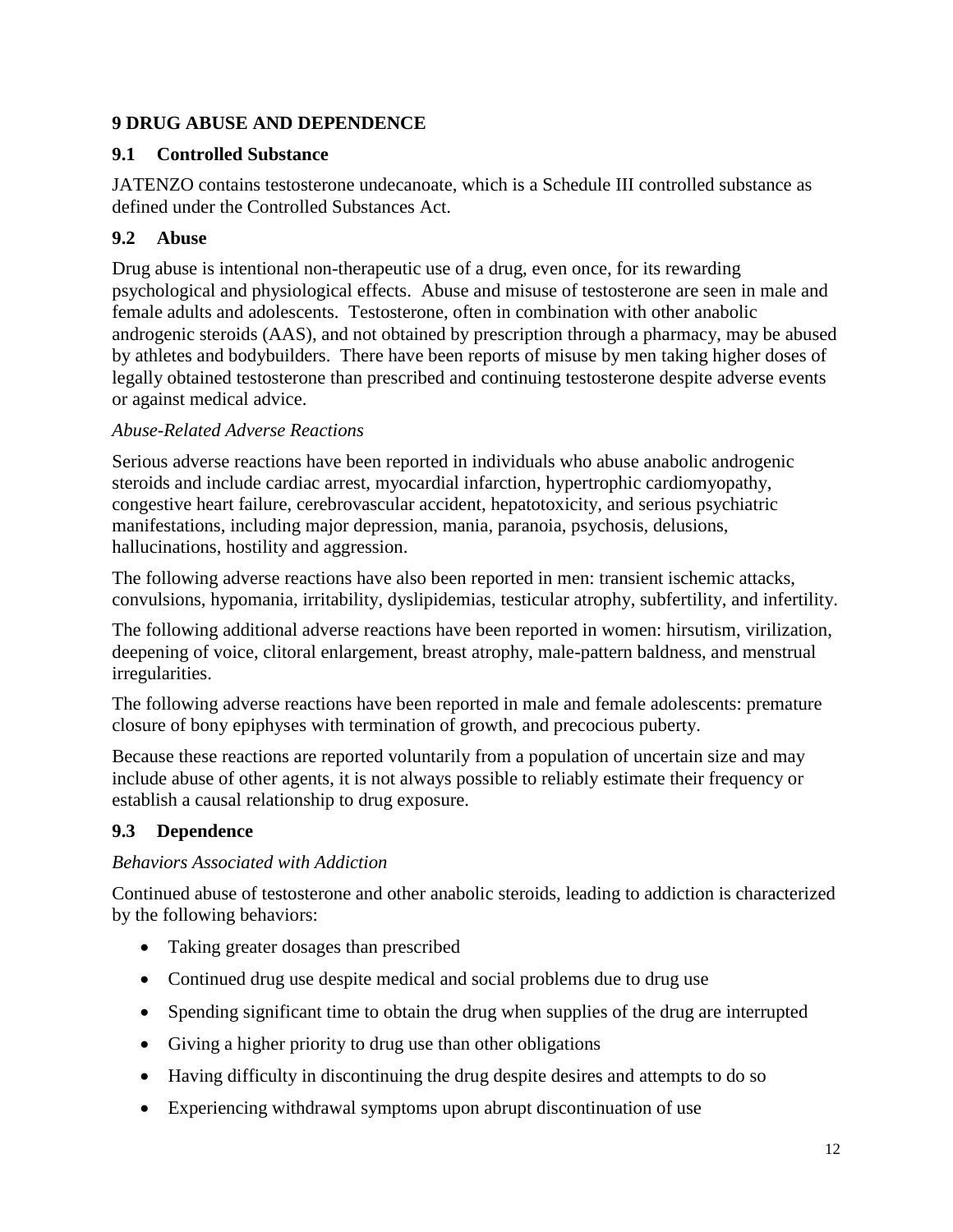## 9 DRUG ABUSE AND DEPENDENCE

### 9.1 Controlled Substance

JATENZO contains testosterone undecanoate, which is a Schedule III controlled substance as defined under the Controlled Substances Act.

### 9.2 Abuse

Drug abuse is intentional non-therapeutic use of a drug, even once, for its rewarding psychological and physiological effects. Abuse and misuse of testosterone are seen in male and female adults and adolescents. Testosterone, often in combination with other anabolic androgenic steroids (AAS), and not obtained by prescription through a pharmacy, may be abused by athletes and bodybuilders. There have been reports of misuse by men taking higher doses of legally obtained testosterone than prescribed and continuing testosterone despite adverse events or against medical advice.

*Abuse-Related Adverse Reactions*

Serious adverse reactions have been reported in individuals who abuse anabolic androgenic steroids and include cardiac arrest, myocardial infarction, hypertrophic cardiomyopathy, congestive heart failure, cerebrovascular accident, hepatotoxicity, and serious psychiatric manifestations, including major depression, mania, paranoia, psychosis, delusions, hallucinations, hostility and aggression.

The following adverse reactions have also been reported in men: transient ischemic attacks, convulsions, hypomania, irritability, dyslipidemias, testicular atrophy, subfertility, and infertility.

The following additional adverse reactions have been reported in women: hirsutism, virilization, deepening of voice, clitoral enlargement, breast atrophy, male-pattern baldness, and menstrual irregularities.

The following adverse reactions have been reported in male and female adolescents: premature closure of bony epiphyses with termination of growth, and precocious puberty.

Because these reactions are reported voluntarily from a population of uncertain size and may include abuse of other agents, it is not always possible to reliably estimate their frequency or establish a causal relationship to drug exposure.

### 9.3 Dependence

*Behaviors Associated with Addiction*

Continued abuse of testosterone and other anabolic steroids, leading to addiction is characterized by the following behaviors:

- Taking greater dosages than prescribed
- Continued drug use despite medical and social problems due to drug use
- Spending significant time to obtain the drug when supplies of the drug are interrupted
- Giving a higher priority to drug use than other obligations
- Having difficulty in discontinuing the drug despite desires and attempts to do so
- Experiencing withdrawal symptoms upon abrupt discontinuation of use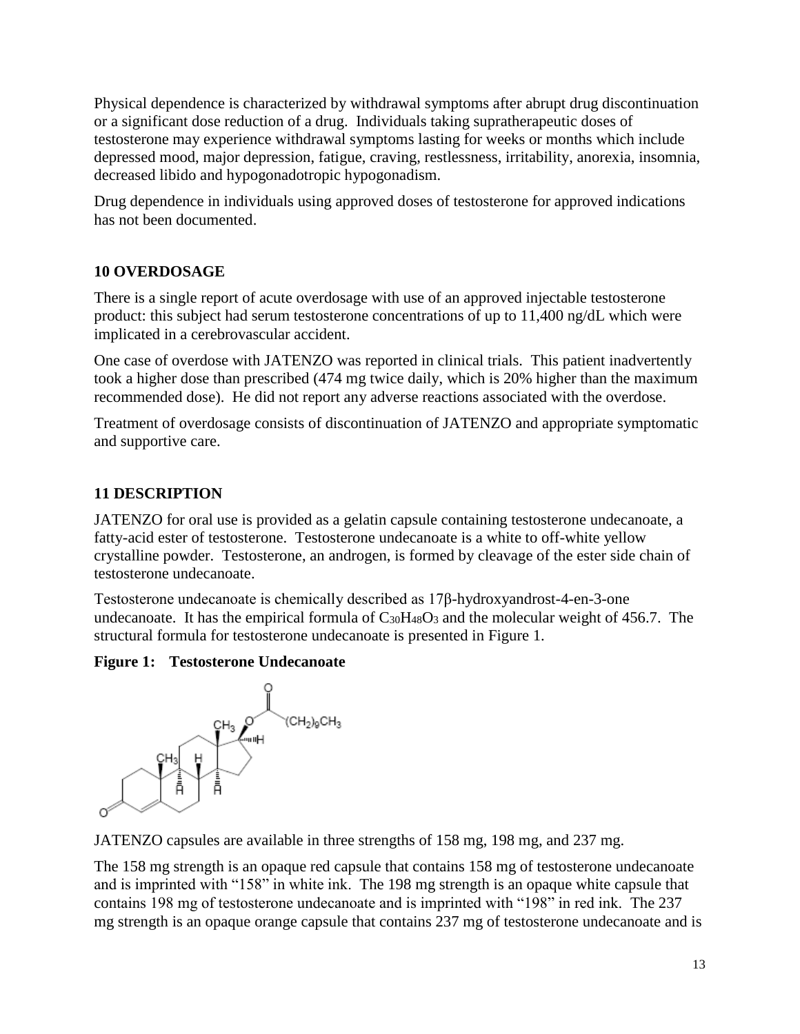Physical dependence is characterized by withdrawal symptoms after abrupt drug discontinuation or a significant dose reduction of a drug. Individuals taking supratherapeutic doses of testosterone may experience withdrawal symptoms lasting for weeks or months which include depressed mood, major depression, fatigue, craving, restlessness, irritability, anorexia, insomnia, decreased libido and hypogonadotropic hypogonadism.

Drug dependence in individuals using approved doses of testosterone for approved indications has not been documented.

## 10 OVERDOSAGE

There is a single report of acute overdosage with use of an approved injectable testosterone product: this subject had serum testosterone concentrations of up to 11,400 ng/dL which were implicated in a cerebrovascular accident.

One case of overdose with JATENZO was reported in clinical trials. This patient inadvertently took a higher dose than prescribed (474 mg twice daily, which is 20% higher than the maximum recommended dose). He did not report any adverse reactions associated with the overdose.

Treatment of overdosage consists of discontinuation of JATENZO and appropriate symptomatic and supportive care.

## 11 DESCRIPTION

JATENZO for oral use is provided as a gelatin capsule containing testosterone undecanoate, a fatty-acid ester of testosterone. Testosterone undecanoate is a white to off-white yellow crystalline powder. Testosterone, an androgen, is formed by cleavage of the ester side chain of testosterone undecanoate.

Testosterone undecanoate is chemically described as 17β-hydroxyandrost-4-en-3-one undecanoate. It has the empirical formula of $C_{30}H_{48}O_3$ and the molecular weight of 456.7. The structural formula for testosterone undecanoate is presented in Figure 1.

**Figure 1: Testosterone Undecanoate**

JATENZO capsules are available in three strengths of 158 mg, 198 mg, and 237 mg.

The 158 mg strength is an opaque red capsule that contains 158 mg of testosterone undecanoate and is imprinted with "158" in white ink. The 198 mg strength is an opaque white capsule that contains 198 mg of testosterone undecanoate and is imprinted with "198" in red ink. The 237 mg strength is an opaque orange capsule that contains 237 mg of testosterone undecanoate and is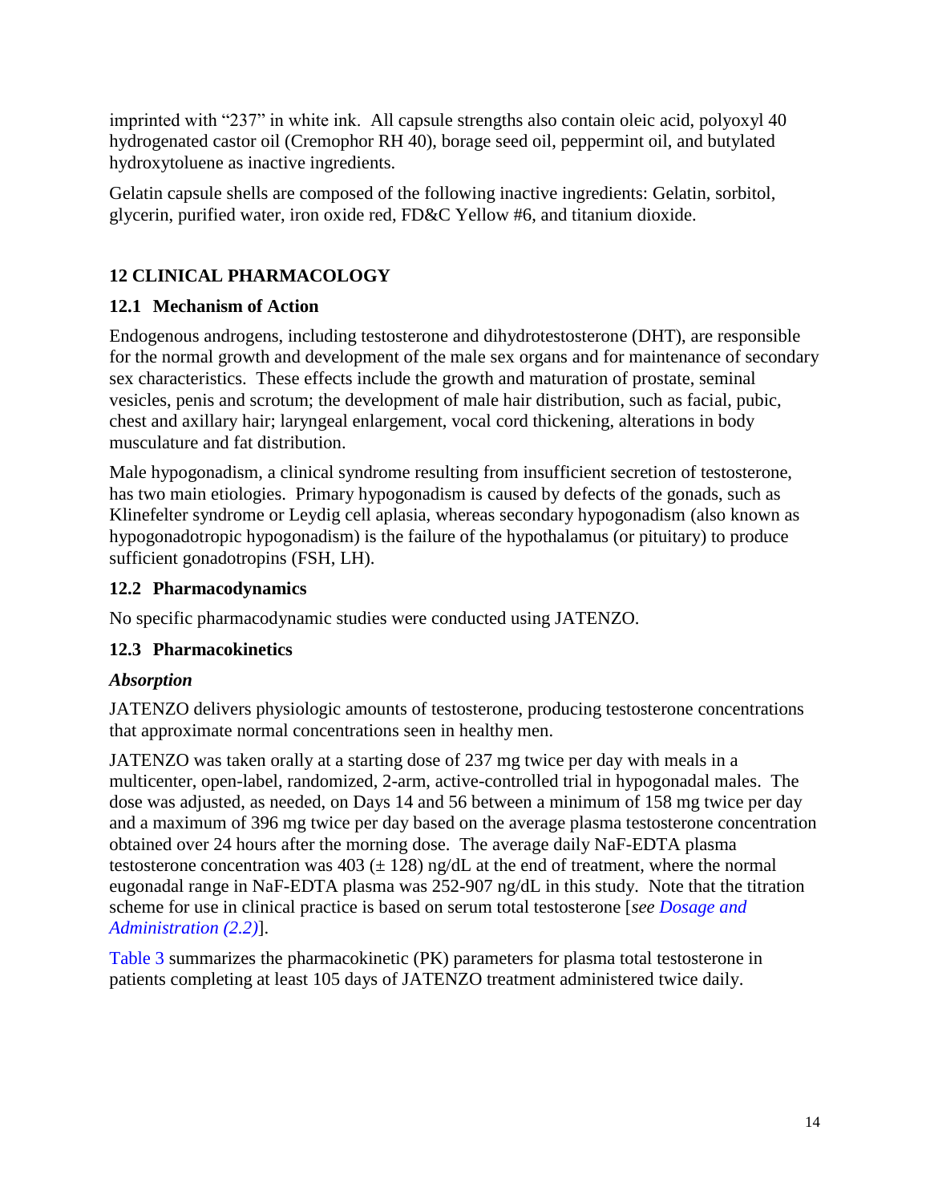imprinted with “237” in white ink. All capsule strengths also contain oleic acid, polyoxyl 40 hydrogenated castor oil (Cremophor RH 40), borage seed oil, peppermint oil, and butylated hydroxytoluene as inactive ingredients.

Gelatin capsule shells are composed of the following inactive ingredients: Gelatin, sorbitol, glycerin, purified water, iron oxide red, FD&C Yellow #6, and titanium dioxide.

## 12 CLINICAL PHARMACOLOGY

### 12.1 Mechanism of Action

Endogenous androgens, including testosterone and dihydrotestosterone (DHT), are responsible for the normal growth and development of the male sex organs and for maintenance of secondary sex characteristics. These effects include the growth and maturation of prostate, seminal vesicles, penis and scrotum; the development of male hair distribution, such as facial, pubic, chest and axillary hair; laryngeal enlargement, vocal cord thickening, alterations in body musculature and fat distribution.

Male hypogonadism, a clinical syndrome resulting from insufficient secretion of testosterone, has two main etiologies. Primary hypogonadism is caused by defects of the gonads, such as Klinefelter syndrome or Leydig cell aplasia, whereas secondary hypogonadism (also known as hypogonadotropic hypogonadism) is the failure of the hypothalamus (or pituitary) to produce sufficient gonadotropins (FSH, LH).

### 12.2 Pharmacodynamics

No specific pharmacodynamic studies were conducted using JATENZO.

### 12.3 Pharmacokinetics

***Absorption***

JATENZO delivers physiologic amounts of testosterone, producing testosterone concentrations that approximate normal concentrations seen in healthy men.

JATENZO was taken orally at a starting dose of 237 mg twice per day with meals in a multicenter, open-label, randomized, 2-arm, active-controlled trial in hypogonadal males. The dose was adjusted, as needed, on Days 14 and 56 between a minimum of 158 mg twice per day and a maximum of 396 mg twice per day based on the average plasma testosterone concentration obtained over 24 hours after the morning dose. The average daily NaF-EDTA plasma testosterone concentration was 403 (± 128) ng/dL at the end of treatment, where the normal eugonadal range in NaF-EDTA plasma was 252-907 ng/dL in this study. Note that the titration scheme for use in clinical practice is based on serum total testosterone [*see Dosage and Administration (2.2)*].

Table 3 summarizes the pharmacokinetic (PK) parameters for plasma total testosterone in patients completing at least 105 days of JATENZO treatment administered twice daily.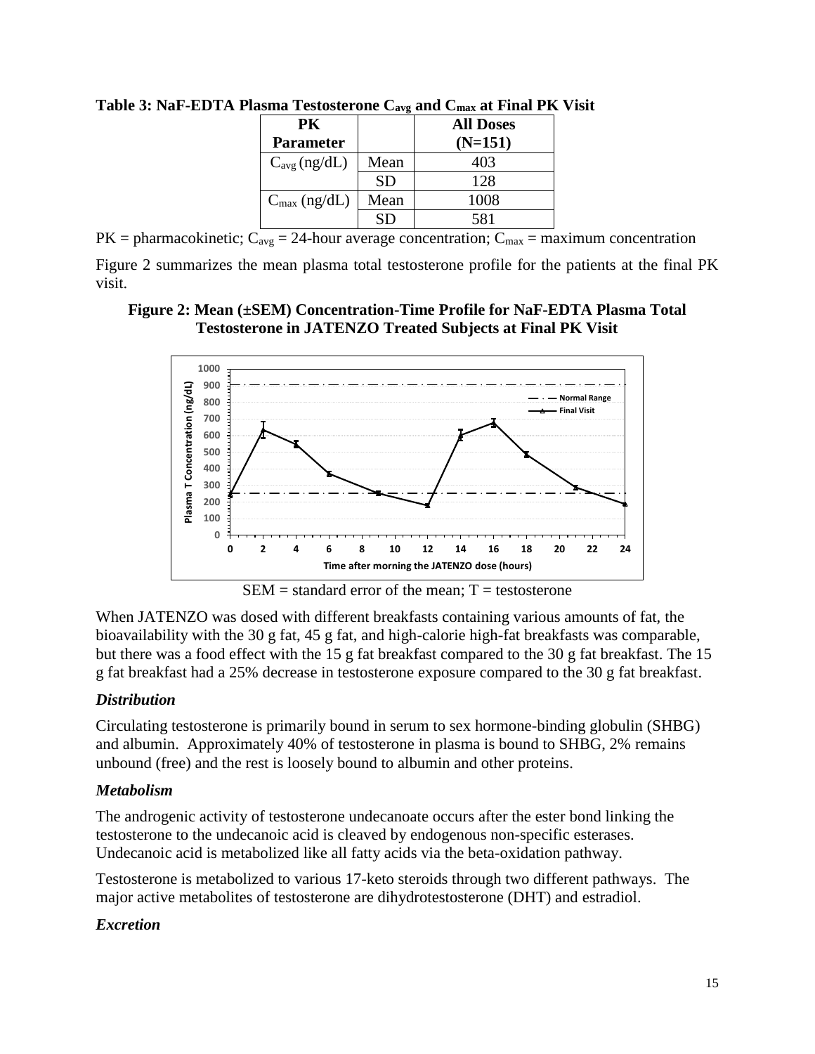**Table 3: NaF-EDTA Plasma Testosterone $C_{avg}$ and $C_{max}$ at Final PK Visit**

| PK Parameter | | All Doses (N=151) |
|---|---|---|
| $C_{avg}$ (ng/dL) | Mean | 403 |
| | SD | 128 |
| $C_{max}$ (ng/dL) | Mean | 1008 |
| | SD | 581 |

PK = pharmacokinetic; $C_{avg}$ = 24-hour average concentration; $C_{max}$ = maximum concentration

Figure 2 summarizes the mean plasma total testosterone profile for the patients at the final PK visit.

**Figure 2: Mean (±SEM) Concentration-Time Profile for NaF-EDTA Plasma Total Testosterone in JATENZO Treated Subjects at Final PK Visit**

SEM = standard error of the mean; T = testosterone

When JATENZO was dosed with different breakfasts containing various amounts of fat, the bioavailability with the 30 g fat, 45 g fat, and high-calorie high-fat breakfasts was comparable, but there was a food effect with the 15 g fat breakfast compared to the 30 g fat breakfast. The 15 g fat breakfast had a 25% decrease in testosterone exposure compared to the 30 g fat breakfast.

### *Distribution*

Circulating testosterone is primarily bound in serum to sex hormone-binding globulin (SHBG) and albumin. Approximately 40% of testosterone in plasma is bound to SHBG, 2% remains unbound (free) and the rest is loosely bound to albumin and other proteins.

### *Metabolism*

The androgenic activity of testosterone undecanoate occurs after the ester bond linking the testosterone to the undecanoic acid is cleaved by endogenous non-specific esterases. Undecanoic acid is metabolized like all fatty acids via the beta-oxidation pathway.

Testosterone is metabolized to various 17-keto steroids through two different pathways. The major active metabolites of testosterone are dihydrotestosterone (DHT) and estradiol.

### *Excretion*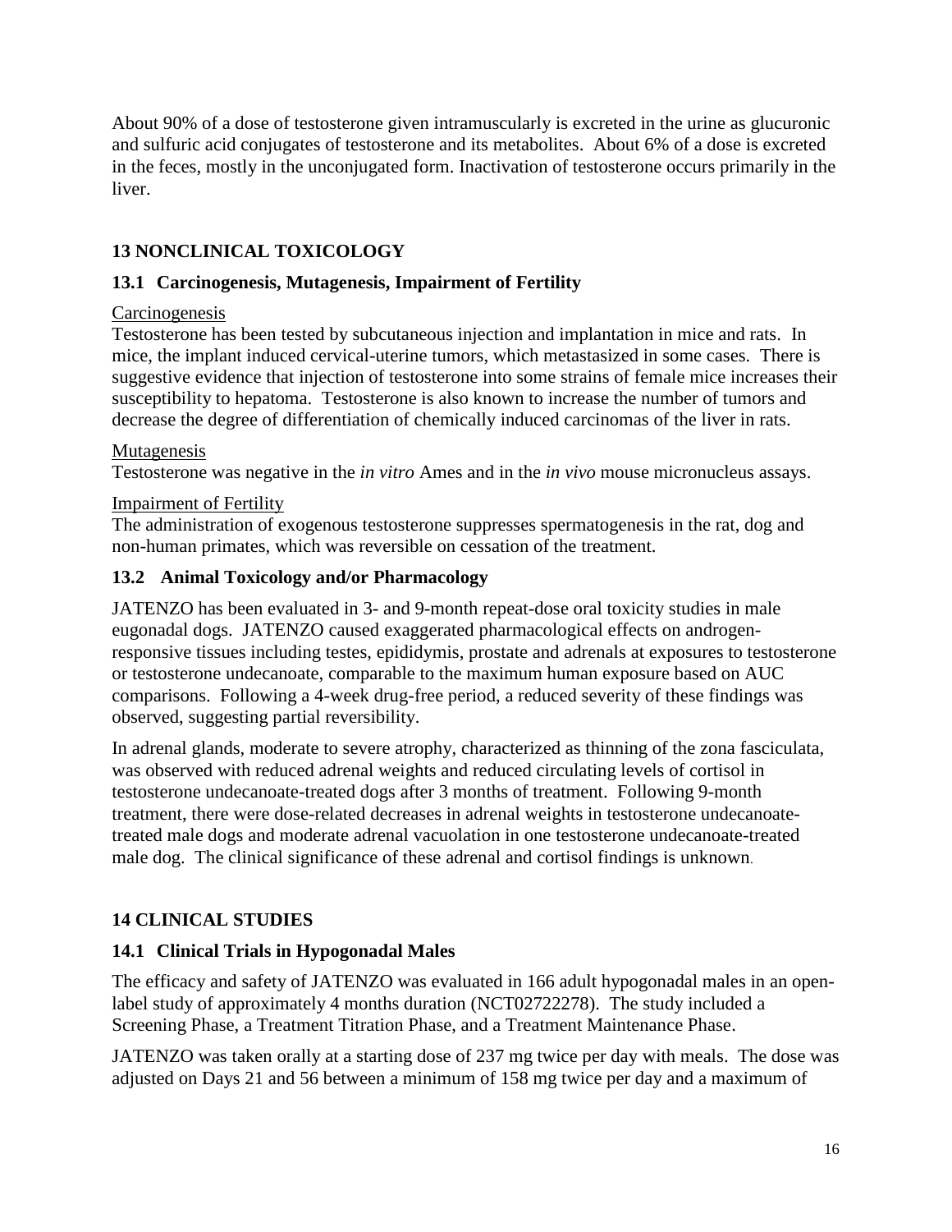About 90% of a dose of testosterone given intramuscularly is excreted in the urine as glucuronic and sulfuric acid conjugates of testosterone and its metabolites. About 6% of a dose is excreted in the feces, mostly in the unconjugated form. Inactivation of testosterone occurs primarily in the liver.

## 13 NONCLINICAL TOXICOLOGY

### 13.1 Carcinogenesis, Mutagenesis, Impairment of Fertility

Carcinogenesis

Testosterone has been tested by subcutaneous injection and implantation in mice and rats. In mice, the implant induced cervical-uterine tumors, which metastasized in some cases. There is suggestive evidence that injection of testosterone into some strains of female mice increases their susceptibility to hepatoma. Testosterone is also known to increase the number of tumors and decrease the degree of differentiation of chemically induced carcinomas of the liver in rats.

Mutagenesis

Testosterone was negative in the *in vitro* Ames and in the *in vivo* mouse micronucleus assays.

Impairment of Fertility

The administration of exogenous testosterone suppresses spermatogenesis in the rat, dog and non-human primates, which was reversible on cessation of the treatment.

### 13.2 Animal Toxicology and/or Pharmacology

JATENZO has been evaluated in 3- and 9-month repeat-dose oral toxicity studies in male eugonadal dogs. JATENZO caused exaggerated pharmacological effects on androgen-responsive tissues including testes, epididymis, prostate and adrenals at exposures to testosterone or testosterone undecanoate, comparable to the maximum human exposure based on AUC comparisons. Following a 4-week drug-free period, a reduced severity of these findings was observed, suggesting partial reversibility.

In adrenal glands, moderate to severe atrophy, characterized as thinning of the zona fasciculata, was observed with reduced adrenal weights and reduced circulating levels of cortisol in testosterone undecanoate-treated dogs after 3 months of treatment. Following 9-month treatment, there were dose-related decreases in adrenal weights in testosterone undecanoate-treated male dogs and moderate adrenal vacuolation in one testosterone undecanoate-treated male dog. The clinical significance of these adrenal and cortisol findings is unknown.

## 14 CLINICAL STUDIES

### 14.1 Clinical Trials in Hypogonadal Males

The efficacy and safety of JATENZO was evaluated in 166 adult hypogonadal males in an open-label study of approximately 4 months duration (NCT02722278). The study included a Screening Phase, a Treatment Titration Phase, and a Treatment Maintenance Phase.

JATENZO was taken orally at a starting dose of 237 mg twice per day with meals. The dose was adjusted on Days 21 and 56 between a minimum of 158 mg twice per day and a maximum of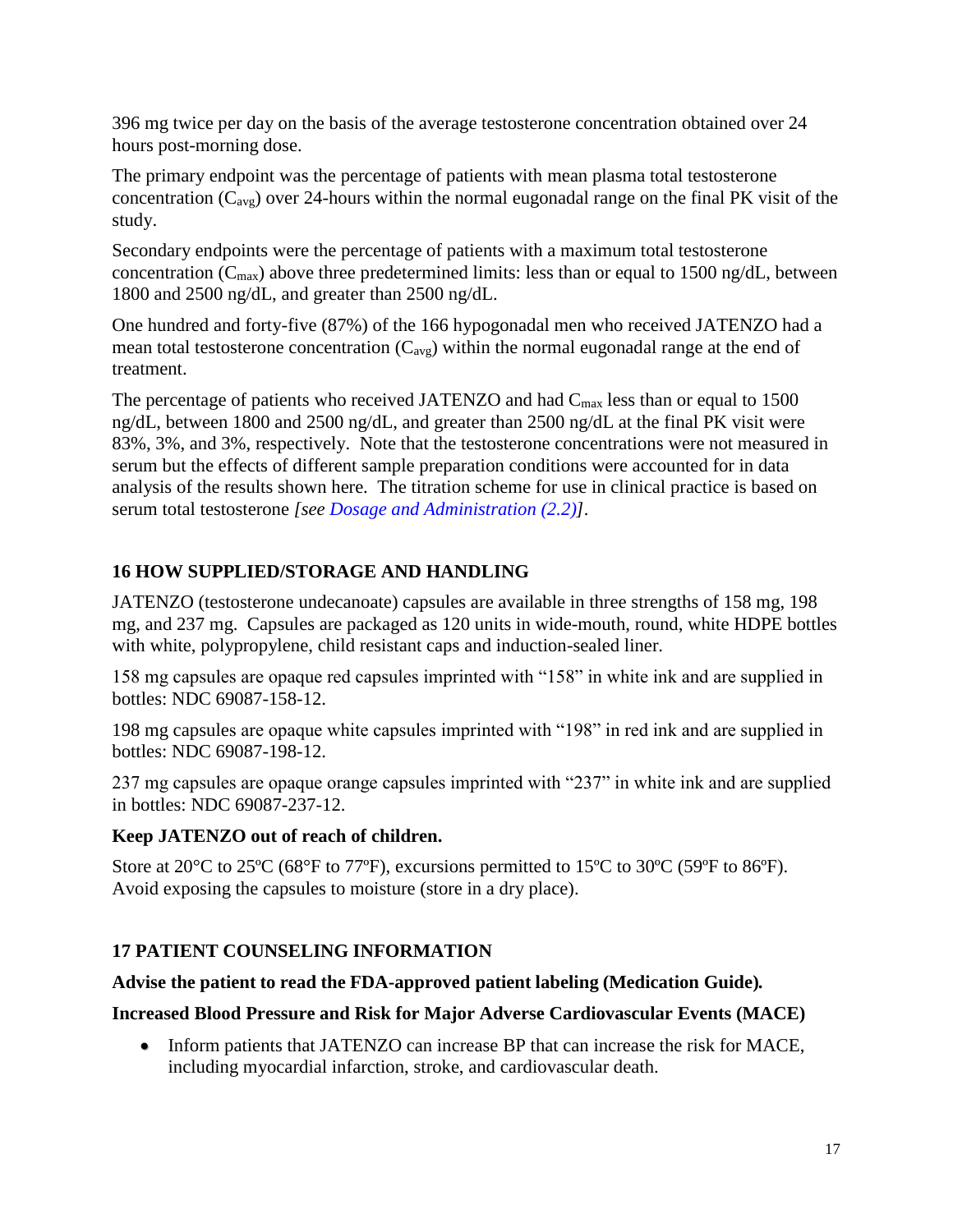396 mg twice per day on the basis of the average testosterone concentration obtained over 24 hours post-morning dose.

The primary endpoint was the percentage of patients with mean plasma total testosterone concentration ($C_{avg}$) over 24-hours within the normal eugonadal range on the final PK visit of the study.

Secondary endpoints were the percentage of patients with a maximum total testosterone concentration ($C_{max}$) above three predetermined limits: less than or equal to 1500 ng/dL, between 1800 and 2500 ng/dL, and greater than 2500 ng/dL.

One hundred and forty-five (87%) of the 166 hypogonadal men who received JATENZO had a mean total testosterone concentration ($C_{avg}$) within the normal eugonadal range at the end of treatment.

The percentage of patients who received JATENZO and had $C_{max}$ less than or equal to 1500 ng/dL, between 1800 and 2500 ng/dL, and greater than 2500 ng/dL at the final PK visit were 83%, 3%, and 3%, respectively. Note that the testosterone concentrations were not measured in serum but the effects of different sample preparation conditions were accounted for in data analysis of the results shown here. The titration scheme for use in clinical practice is based on serum total testosterone *[see Dosage and Administration (2.2)]*.

## 16 HOW SUPPLIED/STORAGE AND HANDLING

JATENZO (testosterone undecanoate) capsules are available in three strengths of 158 mg, 198 mg, and 237 mg. Capsules are packaged as 120 units in wide-mouth, round, white HDPE bottles with white, polypropylene, child resistant caps and induction-sealed liner.

158 mg capsules are opaque red capsules imprinted with "158" in white ink and are supplied in bottles: NDC 69087-158-12.

198 mg capsules are opaque white capsules imprinted with "198" in red ink and are supplied in bottles: NDC 69087-198-12.

237 mg capsules are opaque orange capsules imprinted with "237" in white ink and are supplied in bottles: NDC 69087-237-12.

**Keep JATENZO out of reach of children.**

Store at 20°C to 25ºC (68°F to 77ºF), excursions permitted to 15ºC to 30ºC (59ºF to 86ºF). Avoid exposing the capsules to moisture (store in a dry place).

## 17 PATIENT COUNSELING INFORMATION

**Advise the patient to read the FDA-approved patient labeling (Medication Guide).**

**Increased Blood Pressure and Risk for Major Adverse Cardiovascular Events (MACE)**

- Inform patients that JATENZO can increase BP that can increase the risk for MACE, including myocardial infarction, stroke, and cardiovascular death.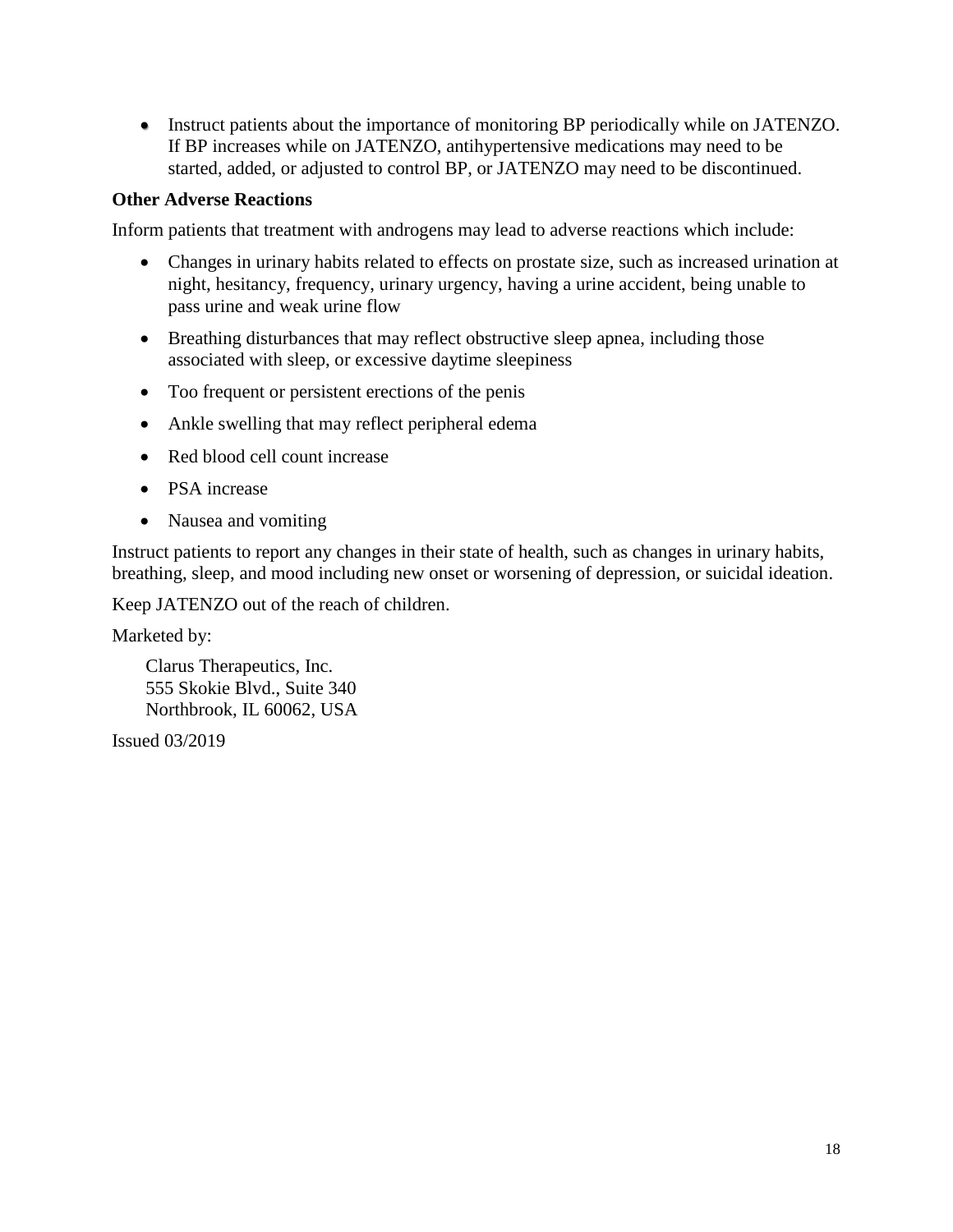- Instruct patients about the importance of monitoring BP periodically while on JATENZO. If BP increases while on JATENZO, antihypertensive medications may need to be started, added, or adjusted to control BP, or JATENZO may need to be discontinued.

**Other Adverse Reactions**

Inform patients that treatment with androgens may lead to adverse reactions which include:

- Changes in urinary habits related to effects on prostate size, such as increased urination at night, hesitancy, frequency, urinary urgency, having a urine accident, being unable to pass urine and weak urine flow
- Breathing disturbances that may reflect obstructive sleep apnea, including those associated with sleep, or excessive daytime sleepiness
- Too frequent or persistent erections of the penis
- Ankle swelling that may reflect peripheral edema
- Red blood cell count increase
- PSA increase
- Nausea and vomiting

Instruct patients to report any changes in their state of health, such as changes in urinary habits, breathing, sleep, and mood including new onset or worsening of depression, or suicidal ideation.

Keep JATENZO out of the reach of children.

Marketed by:

Clarus Therapeutics, Inc.
555 Skokie Blvd., Suite 340
Northbrook, IL 60062, USA

Issued 03/2019